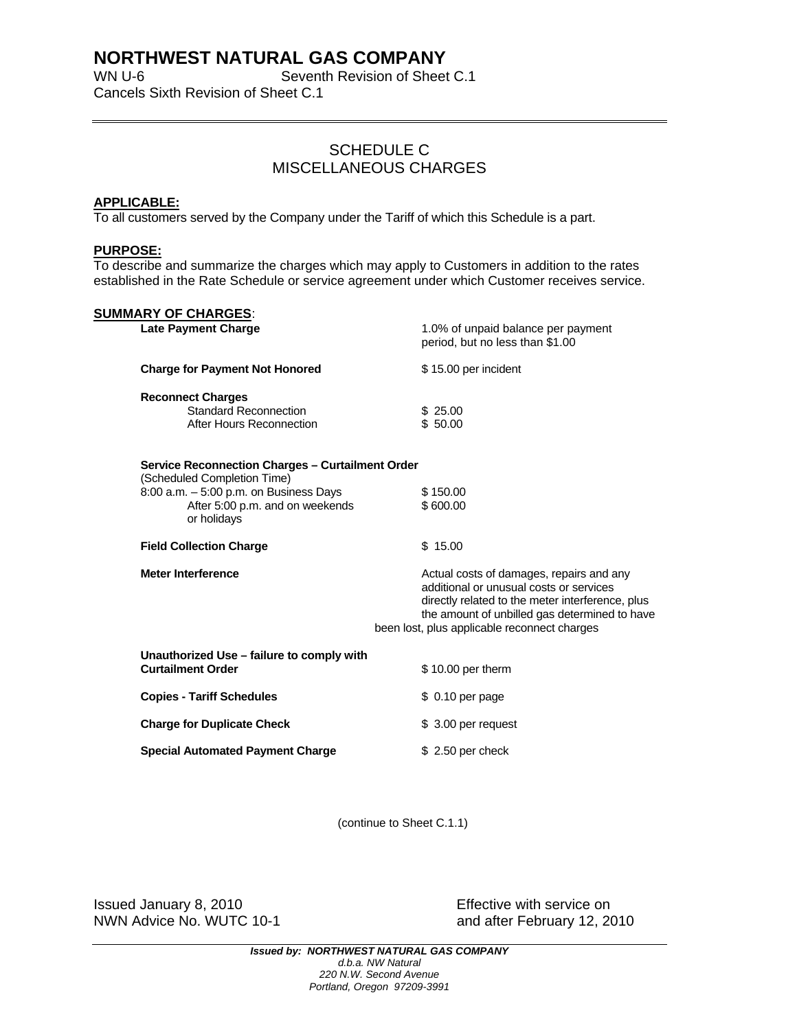# NORTHWEST NATURAL GAS COMPANY

WN U-6 Seventh Revision of Sheet C.1

Cancels Sixth Revision of Sheet C.1

## SCHEDULE C
## MISCELLANEOUS CHARGES

**APPLICABLE:**

To all customers served by the Company under the Tariff of which this Schedule is a part.

**PURPOSE:**

To describe and summarize the charges which may apply to Customers in addition to the rates established in the Rate Schedule or service agreement under which Customer receives service.

**SUMMARY OF CHARGES**:

| Charge | Amount |
|---|---|
| **Late Payment Charge** | 1.0% of unpaid balance per payment period, but no less than $1.00 |
| **Charge for Payment Not Honored** | $ 15.00 per incident |
| **Reconnect Charges** | |
| Standard Reconnection | $ 25.00 |
| After Hours Reconnection | $ 50.00 |
| **Service Reconnection Charges – Curtailment Order** (Scheduled Completion Time) | |
| 8:00 a.m. – 5:00 p.m. on Business Days | $ 150.00 |
| After 5:00 p.m. and on weekends or holidays | $ 600.00 |
| **Field Collection Charge** | $ 15.00 |
| **Meter Interference** | Actual costs of damages, repairs and any additional or unusual costs or services directly related to the meter interference, plus the amount of unbilled gas determined to have been lost, plus applicable reconnect charges |
| **Unauthorized Use – failure to comply with Curtailment Order** | $ 10.00 per therm |
| **Copies - Tariff Schedules** | $ 0.10 per page |
| **Charge for Duplicate Check** | $ 3.00 per request |
| **Special Automated Payment Charge** | $ 2.50 per check |

(continue to Sheet C.1.1)

Issued January 8, 2010
NWN Advice No. WUTC 10-1

Effective with service on
and after February 12, 2010

***Issued by: NORTHWEST NATURAL GAS COMPANY***
*d.b.a. NW Natural*
*220 N.W. Second Avenue*
*Portland, Oregon 97209-3991*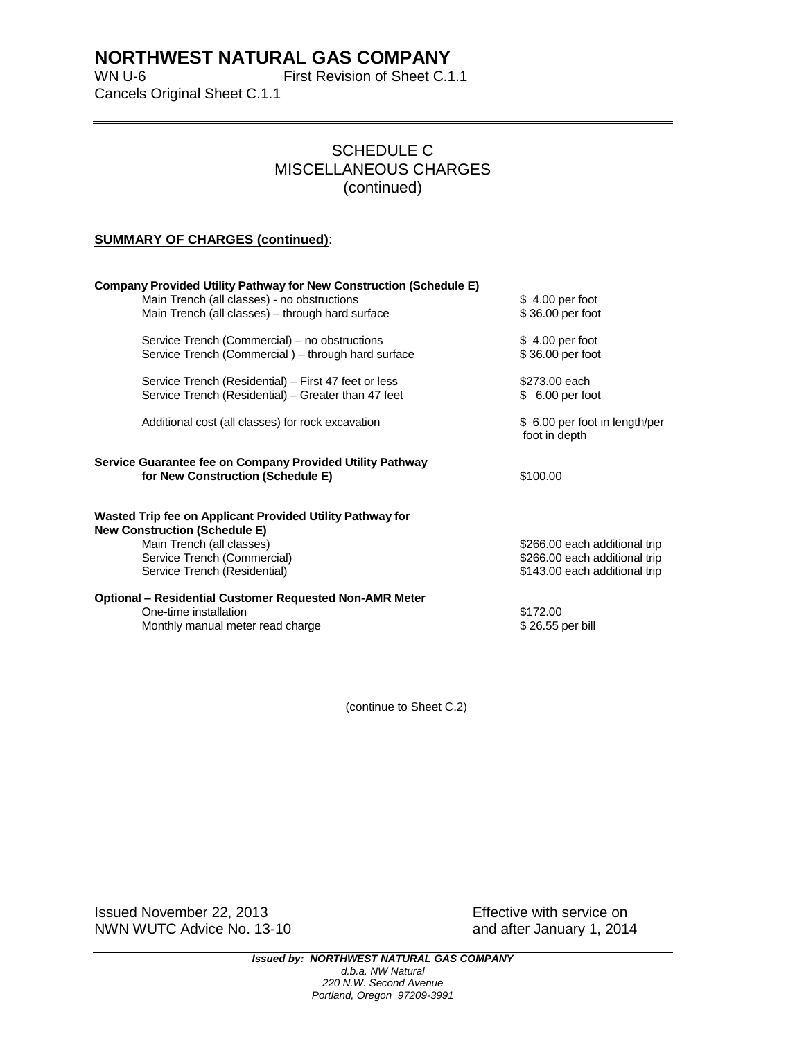# NORTHWEST NATURAL GAS COMPANY

WN U-6 First Revision of Sheet C.1.1
Cancels Original Sheet C.1.1

## SCHEDULE C
## MISCELLANEOUS CHARGES
## (continued)

**SUMMARY OF CHARGES (continued)**:

| | |
|---|---|
| **Company Provided Utility Pathway for New Construction (Schedule E)** | |
| Main Trench (all classes) - no obstructions | $ 4.00 per foot |
| Main Trench (all classes) – through hard surface | $ 36.00 per foot |
| Service Trench (Commercial) – no obstructions | $ 4.00 per foot |
| Service Trench (Commercial ) – through hard surface | $ 36.00 per foot |
| Service Trench (Residential) – First 47 feet or less | $273.00 each |
| Service Trench (Residential) – Greater than 47 feet | $ 6.00 per foot |
| Additional cost (all classes) for rock excavation | $ 6.00 per foot in length/per foot in depth |
| **Service Guarantee fee on Company Provided Utility Pathway for New Construction (Schedule E)** | $100.00 |
| **Wasted Trip fee on Applicant Provided Utility Pathway for New Construction (Schedule E)** | |
| Main Trench (all classes) | $266.00 each additional trip |
| Service Trench (Commercial) | $266.00 each additional trip |
| Service Trench (Residential) | $143.00 each additional trip |
| **Optional – Residential Customer Requested Non-AMR Meter** | |
| One-time installation | $172.00 |
| Monthly manual meter read charge | $ 26.55 per bill |

(continue to Sheet C.2)

Issued November 22, 2013
NWN WUTC Advice No. 13-10

Effective with service on
and after January 1, 2014

***Issued by: NORTHWEST NATURAL GAS COMPANY***
*d.b.a. NW Natural*
*220 N.W. Second Avenue*
*Portland, Oregon 97209-3991*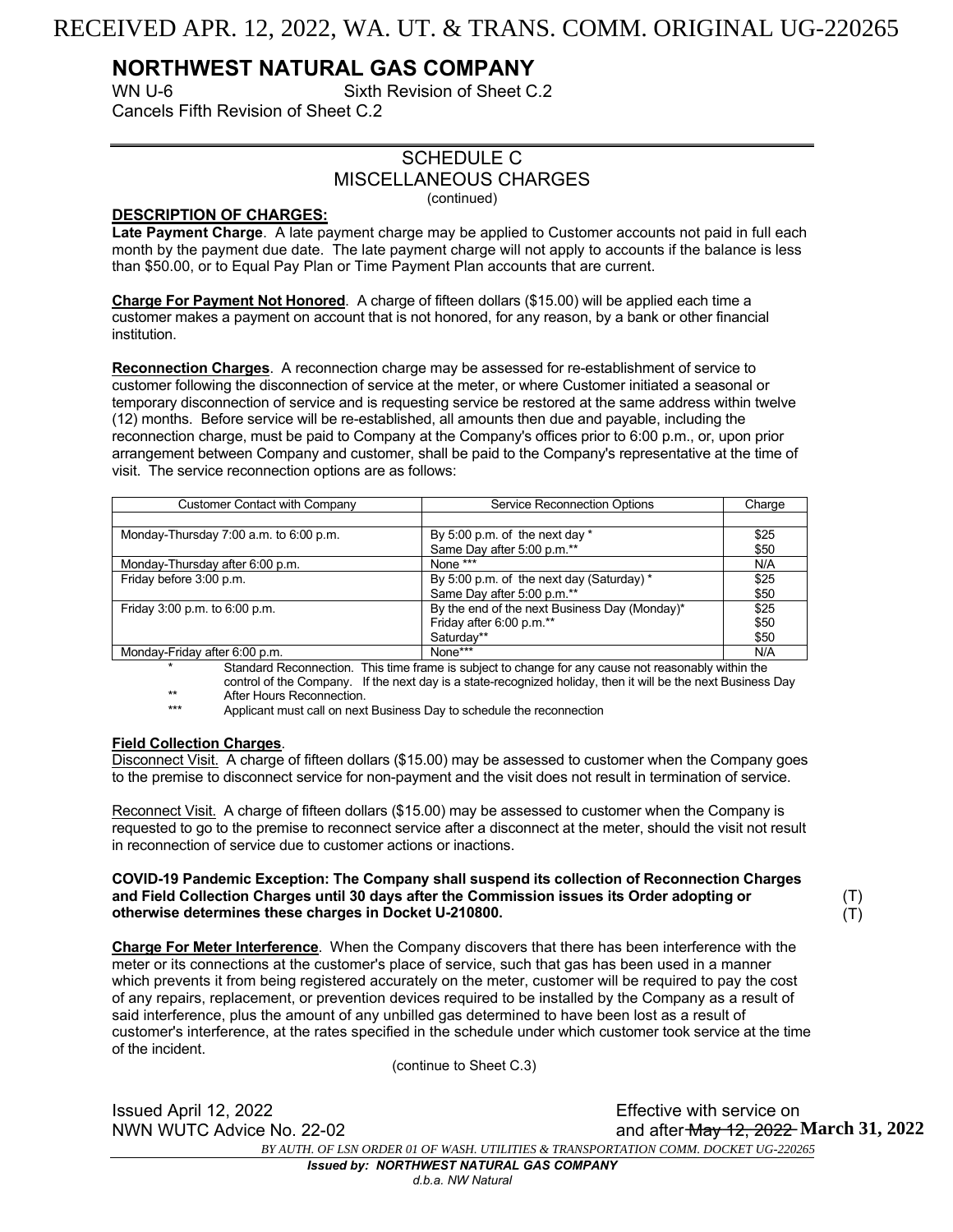RECEIVED APR. 12, 2022, WA. UT. & TRANS. COMM. ORIGINAL UG-220265

# NORTHWEST NATURAL GAS COMPANY

WN U-6 Sixth Revision of Sheet C.2
Cancels Fifth Revision of Sheet C.2

## SCHEDULE C
## MISCELLANEOUS CHARGES
(continued)

**DESCRIPTION OF CHARGES:**

**Late Payment Charge**. A late payment charge may be applied to Customer accounts not paid in full each month by the payment due date. The late payment charge will not apply to accounts if the balance is less than $50.00, or to Equal Pay Plan or Time Payment Plan accounts that are current.

**Charge For Payment Not Honored**. A charge of fifteen dollars ($15.00) will be applied each time a customer makes a payment on account that is not honored, for any reason, by a bank or other financial institution.

**Reconnection Charges**. A reconnection charge may be assessed for re-establishment of service to customer following the disconnection of service at the meter, or where Customer initiated a seasonal or temporary disconnection of service and is requesting service be restored at the same address within twelve (12) months. Before service will be re-established, all amounts then due and payable, including the reconnection charge, must be paid to Company at the Company's offices prior to 6:00 p.m., or, upon prior arrangement between Company and customer, shall be paid to the Company's representative at the time of visit. The service reconnection options are as follows:

| Customer Contact with Company | Service Reconnection Options | Charge |
|---|---|---|
| | | |
| Monday-Thursday 7:00 a.m. to 6:00 p.m. | By 5:00 p.m. of the next day *<br>Same Day after 5:00 p.m.** | $25<br>$50 |
| Monday-Thursday after 6:00 p.m. | None *** | N/A |
| Friday before 3:00 p.m. | By 5:00 p.m. of the next day (Saturday) *<br>Same Day after 5:00 p.m.** | $25<br>$50 |
| Friday 3:00 p.m. to 6:00 p.m. | By the end of the next Business Day (Monday)*<br>Friday after 6:00 p.m.**<br>Saturday** | $25<br>$50<br>$50 |
| Monday-Friday after 6:00 p.m. | None*** | N/A |

\* Standard Reconnection. This time frame is subject to change for any cause not reasonably within the control of the Company. If the next day is a state-recognized holiday, then it will be the next Business Day

** After Hours Reconnection.

*** Applicant must call on next Business Day to schedule the reconnection

**Field Collection Charges**.

Disconnect Visit. A charge of fifteen dollars ($15.00) may be assessed to customer when the Company goes to the premise to disconnect service for non-payment and the visit does not result in termination of service.

Reconnect Visit. A charge of fifteen dollars ($15.00) may be assessed to customer when the Company is requested to go to the premise to reconnect service after a disconnect at the meter, should the visit not result in reconnection of service due to customer actions or inactions.

**COVID-19 Pandemic Exception: The Company shall suspend its collection of Reconnection Charges and Field Collection Charges until 30 days after the Commission issues its Order adopting or otherwise determines these charges in Docket U-210800.** (T) (T)

**Charge For Meter Interference**. When the Company discovers that there has been interference with the meter or its connections at the customer's place of service, such that gas has been used in a manner which prevents it from being registered accurately on the meter, customer will be required to pay the cost of any repairs, replacement, or prevention devices required to be installed by the Company as a result of said interference, plus the amount of any unbilled gas determined to have been lost as a result of customer's interference, at the rates specified in the schedule under which customer took service at the time of the incident.

(continue to Sheet C.3)

Issued April 12, 2022
NWN WUTC Advice No. 22-02

Effective with service on and after ~~May 12, 2022~~ **March 31, 2022**

*BY AUTH. OF LSN ORDER 01 OF WASH. UTILITIES & TRANSPORTATION COMM. DOCKET UG-220265*

***Issued by: NORTHWEST NATURAL GAS COMPANY***
*d.b.a. NW Natural*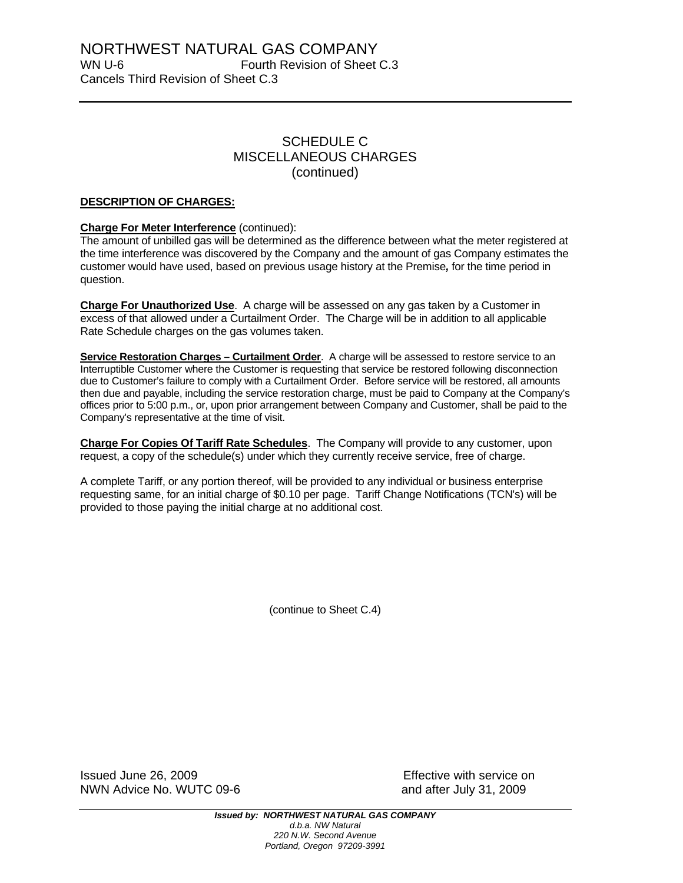NORTHWEST NATURAL GAS COMPANY
WN U-6 Fourth Revision of Sheet C.3
Cancels Third Revision of Sheet C.3

## SCHEDULE C
## MISCELLANEOUS CHARGES
## (continued)

**DESCRIPTION OF CHARGES:**

**Charge For Meter Interference** (continued):
The amount of unbilled gas will be determined as the difference between what the meter registered at the time interference was discovered by the Company and the amount of gas Company estimates the customer would have used, based on previous usage history at the Premise*,* for the time period in question.

**Charge For Unauthorized Use**. A charge will be assessed on any gas taken by a Customer in excess of that allowed under a Curtailment Order. The Charge will be in addition to all applicable Rate Schedule charges on the gas volumes taken.

**Service Restoration Charges – Curtailment Order**. A charge will be assessed to restore service to an Interruptible Customer where the Customer is requesting that service be restored following disconnection due to Customer's failure to comply with a Curtailment Order. Before service will be restored, all amounts then due and payable, including the service restoration charge, must be paid to Company at the Company's offices prior to 5:00 p.m., or, upon prior arrangement between Company and Customer, shall be paid to the Company's representative at the time of visit.

**Charge For Copies Of Tariff Rate Schedules**. The Company will provide to any customer, upon request, a copy of the schedule(s) under which they currently receive service, free of charge.

A complete Tariff, or any portion thereof, will be provided to any individual or business enterprise requesting same, for an initial charge of $0.10 per page. Tariff Change Notifications (TCN's) will be provided to those paying the initial charge at no additional cost.

(continue to Sheet C.4)

Issued June 26, 2009
NWN Advice No. WUTC 09-6

Effective with service on
and after July 31, 2009

***Issued by: NORTHWEST NATURAL GAS COMPANY***
*d.b.a. NW Natural*
*220 N.W. Second Avenue*
*Portland, Oregon 97209-3991*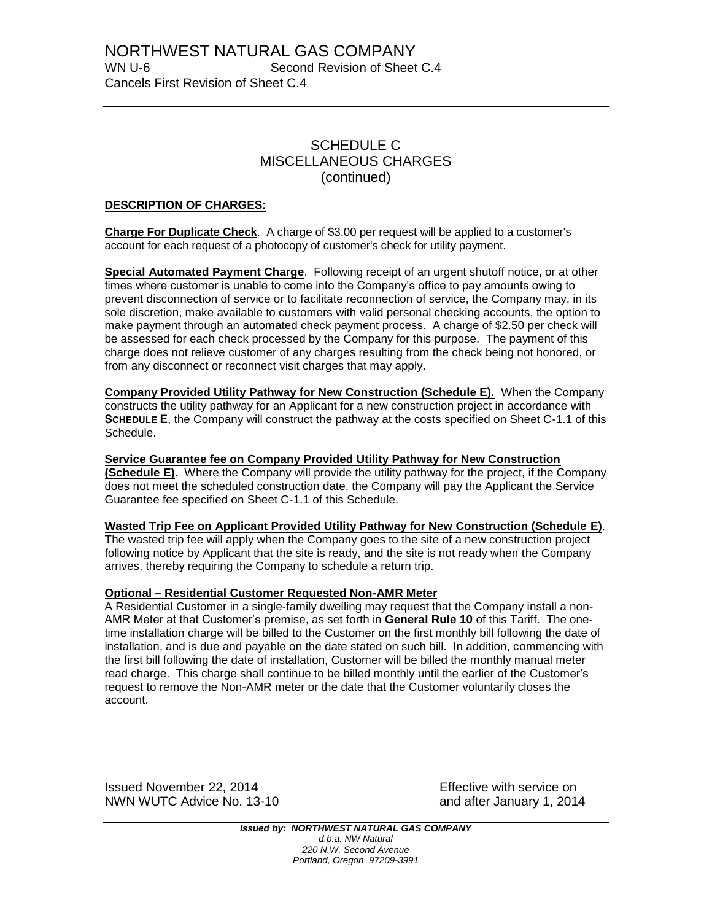NORTHWEST NATURAL GAS COMPANY
WN U-6 Second Revision of Sheet C.4
Cancels First Revision of Sheet C.4

# SCHEDULE C
# MISCELLANEOUS CHARGES
# (continued)

**DESCRIPTION OF CHARGES:**

**Charge For Duplicate Check**. A charge of $3.00 per request will be applied to a customer's account for each request of a photocopy of customer's check for utility payment.

**Special Automated Payment Charge**. Following receipt of an urgent shutoff notice, or at other times where customer is unable to come into the Company's office to pay amounts owing to prevent disconnection of service or to facilitate reconnection of service, the Company may, in its sole discretion, make available to customers with valid personal checking accounts, the option to make payment through an automated check payment process. A charge of $2.50 per check will be assessed for each check processed by the Company for this purpose. The payment of this charge does not relieve customer of any charges resulting from the check being not honored, or from any disconnect or reconnect visit charges that may apply.

**Company Provided Utility Pathway for New Construction (Schedule E).** When the Company constructs the utility pathway for an Applicant for a new construction project in accordance with **SCHEDULE E**, the Company will construct the pathway at the costs specified on Sheet C-1.1 of this Schedule.

**Service Guarantee fee on Company Provided Utility Pathway for New Construction (Schedule E)**. Where the Company will provide the utility pathway for the project, if the Company does not meet the scheduled construction date, the Company will pay the Applicant the Service Guarantee fee specified on Sheet C-1.1 of this Schedule.

**Wasted Trip Fee on Applicant Provided Utility Pathway for New Construction (Schedule E)**. The wasted trip fee will apply when the Company goes to the site of a new construction project following notice by Applicant that the site is ready, and the site is not ready when the Company arrives, thereby requiring the Company to schedule a return trip.

**Optional – Residential Customer Requested Non-AMR Meter**
A Residential Customer in a single-family dwelling may request that the Company install a non-AMR Meter at that Customer's premise, as set forth in **General Rule 10** of this Tariff. The one-time installation charge will be billed to the Customer on the first monthly bill following the date of installation, and is due and payable on the date stated on such bill. In addition, commencing with the first bill following the date of installation, Customer will be billed the monthly manual meter read charge. This charge shall continue to be billed monthly until the earlier of the Customer's request to remove the Non-AMR meter or the date that the Customer voluntarily closes the account.

Issued November 22, 2014
NWN WUTC Advice No. 13-10

Effective with service on
and after January 1, 2014

*Issued by: NORTHWEST NATURAL GAS COMPANY*
*d.b.a. NW Natural*
*220 N.W. Second Avenue*
*Portland, Oregon 97209-3991*